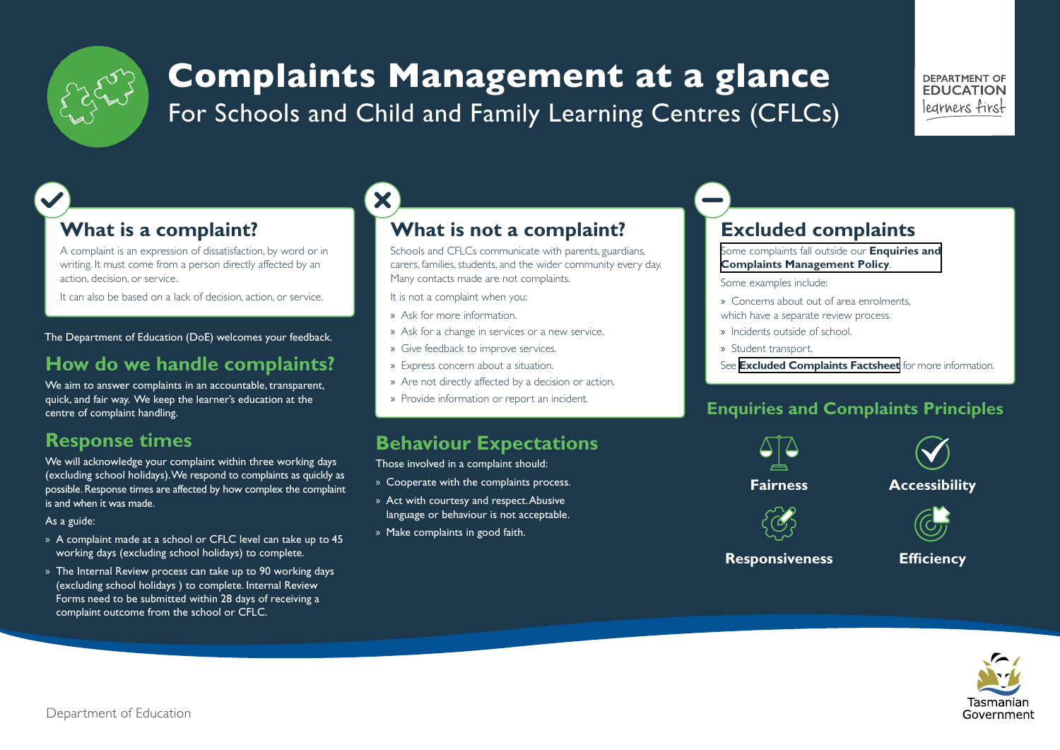# Complaints Management at a glance

For Schools and Child and Family Learning Centres (CFLCs)

DEPARTMENT OF EDUCATION
learners first

## What is a complaint?

A complaint is an expression of dissatisfaction, by word or in writing. It must come from a person directly affected by an action, decision, or service.

It can also be based on a lack of decision, action, or service.

The Department of Education (DoE) welcomes your feedback.

## How do we handle complaints?

We aim to answer complaints in an accountable, transparent, quick, and fair way. We keep the learner's education at the centre of complaint handling.

## Response times

We will acknowledge your complaint within three working days (excluding school holidays). We respond to complaints as quickly as possible. Response times are affected by how complex the complaint is and when it was made.

As a guide:

- A complaint made at a school or CFLC level can take up to 45 working days (excluding school holidays) to complete.
- The Internal Review process can take up to 90 working days (excluding school holidays ) to complete. Internal Review Forms need to be submitted within 28 days of receiving a complaint outcome from the school or CFLC.

## What is not a complaint?

Schools and CFLCs communicate with parents, guardians, carers, families, students, and the wider community every day. Many contacts made are not complaints.

It is not a complaint when you:

- Ask for more information.
- Ask for a change in services or a new service.
- Give feedback to improve services.
- Express concern about a situation.
- Are not directly affected by a decision or action.
- Provide information or report an incident.

## Behaviour Expectations

Those involved in a complaint should:

- Cooperate with the complaints process.
- Act with courtesy and respect. Abusive language or behaviour is not acceptable.
- Make complaints in good faith.

## Excluded complaints

Some complaints fall outside our **Enquiries and Complaints Management Policy**.

Some examples include:

- Concerns about out of area enrolments, which have a separate review process.
- Incidents outside of school.
- Student transport.

See **Excluded Complaints Factsheet** for more information.

## Enquiries and Complaints Principles

- **Fairness**
- **Accessibility**
- **Responsiveness**
- **Efficiency**

Department of Education

Tasmanian Government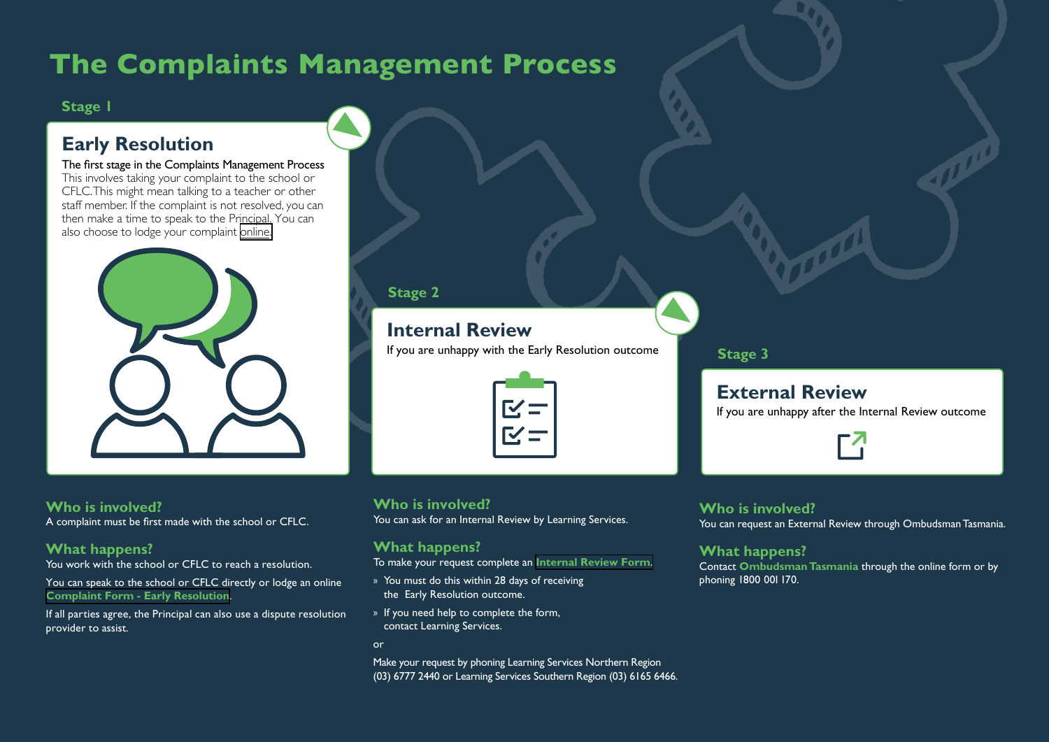# The Complaints Management Process

## Stage 1

### Early Resolution

The first stage in the Complaints Management Process

This involves taking your complaint to the school or CFLC. This might mean talking to a teacher or other staff member. If the complaint is not resolved, you can then make a time to speak to the Principal. You can also choose to lodge your complaint online.

#### Who is involved?

A complaint must be first made with the school or CFLC.

#### What happens?

You work with the school or CFLC to reach a resolution.

You can speak to the school or CFLC directly or lodge an online **Complaint Form - Early Resolution**.

If all parties agree, the Principal can also use a dispute resolution provider to assist.

## Stage 2

### Internal Review

If you are unhappy with the Early Resolution outcome

#### Who is involved?

You can ask for an Internal Review by Learning Services.

#### What happens?

To make your request complete an **Internal Review Form**.

- You must do this within 28 days of receiving the Early Resolution outcome.
- If you need help to complete the form, contact Learning Services.

or

Make your request by phoning Learning Services Northern Region (03) 6777 2440 or Learning Services Southern Region (03) 6165 6466.

## Stage 3

### External Review

If you are unhappy after the Internal Review outcome

#### Who is involved?

You can request an External Review through Ombudsman Tasmania.

#### What happens?

Contact **Ombudsman Tasmania** through the online form or by phoning 1800 001 170.